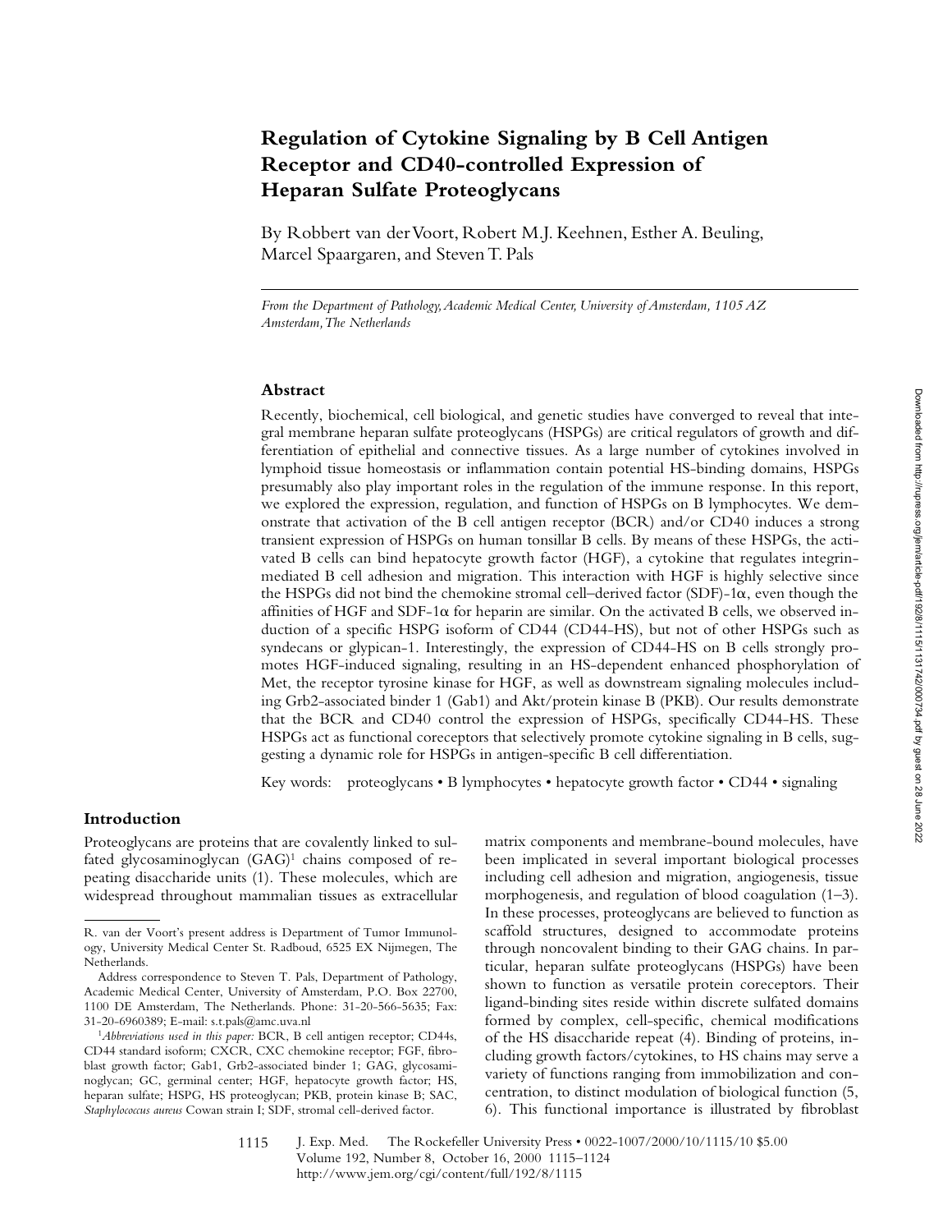# Regulation of Cytokine Signaling by B Cell Antigen Receptor and CD40-controlled Expression of Heparan Sulfate Proteoglycans

By Robbert van der Voort, Robert M.J. Keehnen, Esther A. Beuling, Marcel Spaargaren, and Steven T. Pals

*From the Department of Pathology, Academic Medical Center, University of Amsterdam, 1105 AZ Amsterdam, The Netherlands*

## Abstract

Recently, biochemical, cell biological, and genetic studies have converged to reveal that integral membrane heparan sulfate proteoglycans (HSPGs) are critical regulators of growth and differentiation of epithelial and connective tissues. As a large number of cytokines involved in lymphoid tissue homeostasis or inflammation contain potential HS-binding domains, HSPGs presumably also play important roles in the regulation of the immune response. In this report, we explored the expression, regulation, and function of HSPGs on B lymphocytes. We demonstrate that activation of the B cell antigen receptor (BCR) and/or CD40 induces a strong transient expression of HSPGs on human tonsillar B cells. By means of these HSPGs, the activated B cells can bind hepatocyte growth factor (HGF), a cytokine that regulates integrin-mediated B cell adhesion and migration. This interaction with HGF is highly selective since the HSPGs did not bind the chemokine stromal cell–derived factor (SDF)-1α, even though the affinities of HGF and SDF-1α for heparin are similar. On the activated B cells, we observed induction of a specific HSPG isoform of CD44 (CD44-HS), but not of other HSPGs such as syndecans or glypican-1. Interestingly, the expression of CD44-HS on B cells strongly promotes HGF-induced signaling, resulting in an HS-dependent enhanced phosphorylation of Met, the receptor tyrosine kinase for HGF, as well as downstream signaling molecules including Grb2-associated binder 1 (Gab1) and Akt/protein kinase B (PKB). Our results demonstrate that the BCR and CD40 control the expression of HSPGs, specifically CD44-HS. These HSPGs act as functional coreceptors that selectively promote cytokine signaling in B cells, suggesting a dynamic role for HSPGs in antigen-specific B cell differentiation.

Key words: proteoglycans • B lymphocytes • hepatocyte growth factor • CD44 • signaling

## Introduction

Proteoglycans are proteins that are covalently linked to sulfated glycosaminoglycan (GAG)[1] chains composed of repeating disaccharide units (1). These molecules, which are widespread throughout mammalian tissues as extracellular matrix components and membrane-bound molecules, have been implicated in several important biological processes including cell adhesion and migration, angiogenesis, tissue morphogenesis, and regulation of blood coagulation (1–3). In these processes, proteoglycans are believed to function as scaffold structures, designed to accommodate proteins through noncovalent binding to their GAG chains. In particular, heparan sulfate proteoglycans (HSPGs) have been shown to function as versatile protein coreceptors. Their ligand-binding sites reside within discrete sulfated domains formed by complex, cell-specific, chemical modifications of the HS disaccharide repeat (4). Binding of proteins, including growth factors/cytokines, to HS chains may serve a variety of functions ranging from immobilization and concentration, to distinct modulation of biological function (5, 6). This functional importance is illustrated by fibroblast

R. van der Voort's present address is Department of Tumor Immunology, University Medical Center St. Radboud, 6525 EX Nijmegen, The Netherlands.

Address correspondence to Steven T. Pals, Department of Pathology, Academic Medical Center, University of Amsterdam, P.O. Box 22700, 1100 DE Amsterdam, The Netherlands. Phone: 31-20-566-5635; Fax: 31-20-6960389; E-mail: s.t.pals@amc.uva.nl

[1]*Abbreviations used in this paper:* BCR, B cell antigen receptor; CD44s, CD44 standard isoform; CXCR, CXC chemokine receptor; FGF, fibroblast growth factor; Gab1, Grb2-associated binder 1; GAG, glycosaminoglycan; GC, germinal center; HGF, hepatocyte growth factor; HS, heparan sulfate; HSPG, HS proteoglycan; PKB, protein kinase B; SAC, *Staphylococcus aureus* Cowan strain I; SDF, stromal cell-derived factor.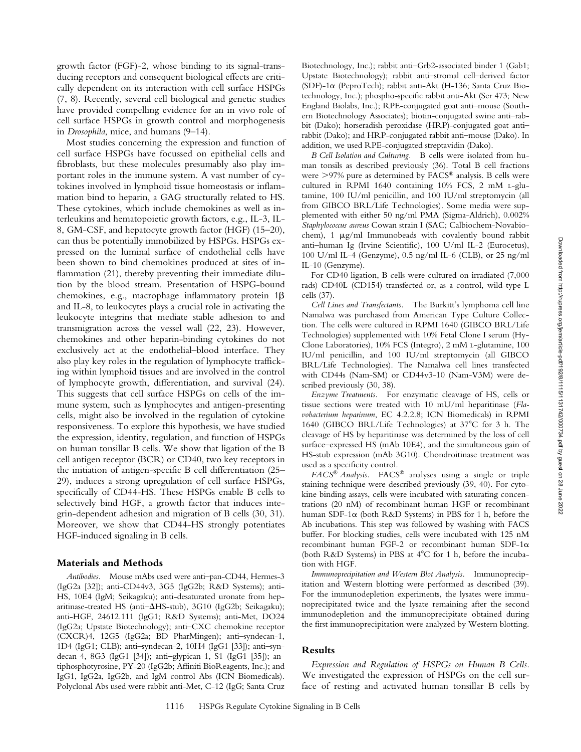growth factor (FGF)-2, whose binding to its signal-transducing receptors and consequent biological effects are critically dependent on its interaction with cell surface HSPGs (7, 8). Recently, several cell biological and genetic studies have provided compelling evidence for an in vivo role of cell surface HSPGs in growth control and morphogenesis in *Drosophila*, mice, and humans (9–14).

Most studies concerning the expression and function of cell surface HSPGs have focussed on epithelial cells and fibroblasts, but these molecules presumably also play important roles in the immune system. A vast number of cytokines involved in lymphoid tissue homeostasis or inflammation bind to heparin, a GAG structurally related to HS. These cytokines, which include chemokines as well as interleukins and hematopoietic growth factors, e.g., IL-3, IL-8, GM-CSF, and hepatocyte growth factor (HGF) (15–20), can thus be potentially immobilized by HSPGs. HSPGs expressed on the luminal surface of endothelial cells have been shown to bind chemokines produced at sites of inflammation (21), thereby preventing their immediate dilution by the blood stream. Presentation of HSPG-bound chemokines, e.g., macrophage inflammatory protein 1β and IL-8, to leukocytes plays a crucial role in activating the leukocyte integrins that mediate stable adhesion to and transmigration across the vessel wall (22, 23). However, chemokines and other heparin-binding cytokines do not exclusively act at the endothelial–blood interface. They also play key roles in the regulation of lymphocyte trafficking within lymphoid tissues and are involved in the control of lymphocyte growth, differentiation, and survival (24). This suggests that cell surface HSPGs on cells of the immune system, such as lymphocytes and antigen-presenting cells, might also be involved in the regulation of cytokine responsiveness. To explore this hypothesis, we have studied the expression, identity, regulation, and function of HSPGs on human tonsillar B cells. We show that ligation of the B cell antigen receptor (BCR) or CD40, two key receptors in the initiation of antigen-specific B cell differentiation (25–29), induces a strong upregulation of cell surface HSPGs, specifically of CD44-HS. These HSPGs enable B cells to selectively bind HGF, a growth factor that induces integrin-dependent adhesion and migration of B cells (30, 31). Moreover, we show that CD44-HS strongly potentiates HGF-induced signaling in B cells.

## Materials and Methods

*Antibodies.* Mouse mAbs used were anti–pan-CD44, Hermes-3 (IgG2a [32]); anti-CD44v3, 3G5 (IgG2b; R&D Systems); anti-HS, 10E4 (IgM; Seikagaku); anti-desaturated uronate from heparitinase-treated HS (anti–ΔHS-stub), 3G10 (IgG2b; Seikagaku); anti-HGF, 24612.111 (IgG1; R&D Systems); anti-Met, DO24 (IgG2a; Upstate Biotechnology); anti–CXC chemokine receptor (CXCR)4, 12G5 (IgG2a; BD PharMingen); anti–syndecan-1, 1D4 (IgG1; CLB); anti–syndecan-2, 10H4 (IgG1 [33]); anti–syndecan-4, 8G3 (IgG1 [34]); anti–glypican-1, S1 (IgG1 [35]); antiphosphotyrosine, PY-20 (IgG2b; Affiniti BioReagents, Inc.); and IgG1, IgG2a, IgG2b, and IgM control Abs (ICN Biomedicals). Polyclonal Abs used were rabbit anti-Met, C-12 (IgG; Santa Cruz Biotechnology, Inc.); rabbit anti–Grb2-associated binder 1 (Gab1; Upstate Biotechnology); rabbit anti–stromal cell–derived factor (SDF)-1α (PeproTech); rabbit anti-Akt (H-136; Santa Cruz Biotechnology, Inc.); phospho-specific rabbit anti-Akt (Ser 473; New England Biolabs, Inc.); RPE-conjugated goat anti–mouse (Southern Biotechnology Associates); biotin-conjugated swine anti–rabbit (Dako); horseradish peroxidase (HRP)-conjugated goat anti–rabbit (Dako); and HRP-conjugated rabbit anti–mouse (Dako). In addition, we used RPE-conjugated streptavidin (Dako).

*B Cell Isolation and Culturing.* B cells were isolated from human tonsils as described previously (36). Total B cell fractions were >97% pure as determined by FACS® analysis. B cells were cultured in RPMI 1640 containing 10% FCS, 2 mM L-glutamine, 100 IU/ml penicillin, and 100 IU/ml streptomycin (all from GIBCO BRL/Life Technologies). Some media were supplemented with either 50 ng/ml PMA (Sigma-Aldrich), 0.002% *Staphylococcus aureus* Cowan strain I (SAC; Calbiochem-Novabiochem), 1 μg/ml Immunobeads with covalently bound rabbit anti–human Ig (Irvine Scientific), 100 U/ml IL-2 (Eurocetus), 100 U/ml IL-4 (Genzyme), 0.5 ng/ml IL-6 (CLB), or 25 ng/ml IL-10 (Genzyme).

For CD40 ligation, B cells were cultured on irradiated (7,000 rads) CD40L (CD154)-transfected or, as a control, wild-type L cells (37).

*Cell Lines and Transfectants.* The Burkitt's lymphoma cell line Namalwa was purchased from American Type Culture Collection. The cells were cultured in RPMI 1640 (GIBCO BRL/Life Technologies) supplemented with 10% Fetal Clone I serum (HyClone Laboratories), 10% FCS (Integro), 2 mM L-glutamine, 100 IU/ml penicillin, and 100 IU/ml streptomycin (all GIBCO BRL/Life Technologies). The Namalwa cell lines transfected with CD44s (Nam-SM) or CD44v3-10 (Nam-V3M) were described previously (30, 38).

*Enzyme Treatments.* For enzymatic cleavage of HS, cells or tissue sections were treated with 10 mU/ml heparitinase (*Flavobacterium heparinum*, EC 4.2.2.8; ICN Biomedicals) in RPMI 1640 (GIBCO BRL/Life Technologies) at 37°C for 3 h. The cleavage of HS by heparitinase was determined by the loss of cell surface–expressed HS (mAb 10E4), and the simultaneous gain of HS-stub expression (mAb 3G10). Chondroitinase treatment was used as a specificity control.

*FACS® Analysis.* FACS® analyses using a single or triple staining technique were described previously (39, 40). For cytokine binding assays, cells were incubated with saturating concentrations (20 nM) of recombinant human HGF or recombinant human SDF-1α (both R&D Systems) in PBS for 1 h, before the Ab incubations. This step was followed by washing with FACS buffer. For blocking studies, cells were incubated with 125 nM recombinant human FGF-2 or recombinant human SDF-1α (both R&D Systems) in PBS at 4°C for 1 h, before the incubation with HGF.

*Immunoprecipitation and Western Blot Analysis.* Immunoprecipitation and Western blotting were performed as described (39). For the immunodepletion experiments, the lysates were immunoprecipitated twice and the lysate remaining after the second immunodepletion and the immunoprecipitate obtained during the first immunoprecipitation were analyzed by Western blotting.

## Results

*Expression and Regulation of HSPGs on Human B Cells.* We investigated the expression of HSPGs on the cell surface of resting and activated human tonsillar B cells by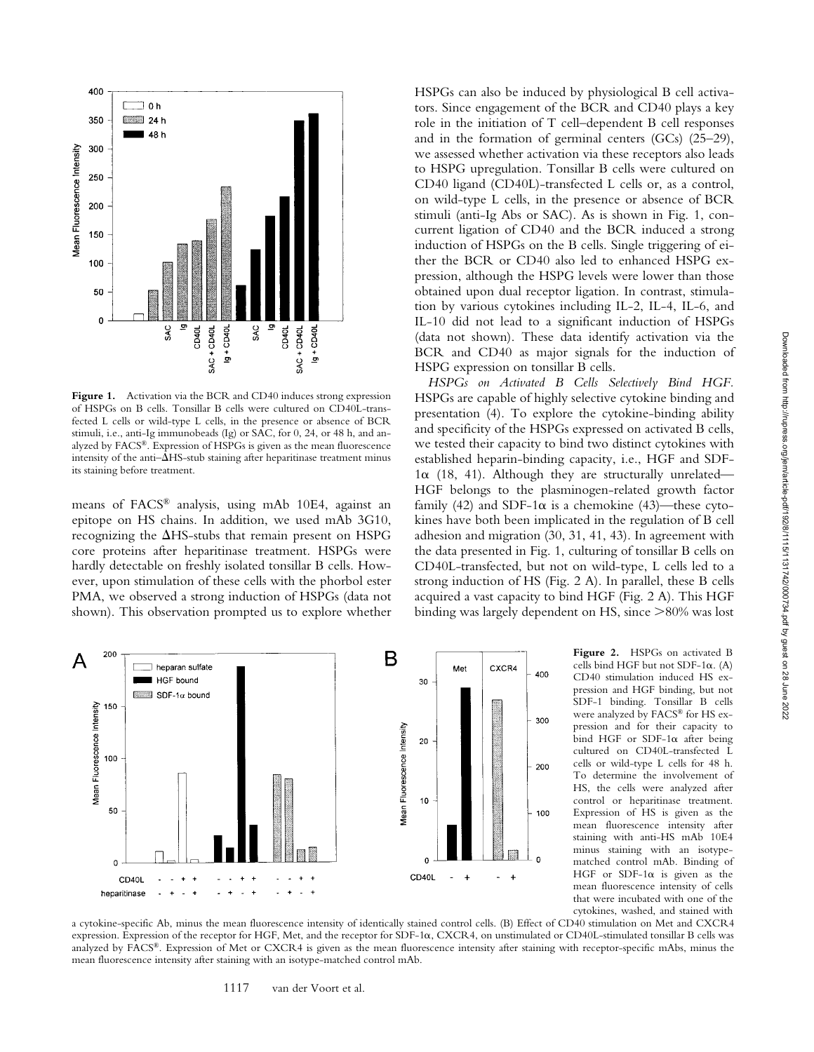**Figure 1.** Activation via the BCR and CD40 induces strong expression of HSPGs on B cells. Tonsillar B cells were cultured on CD40L-transfected L cells or wild-type L cells, in the presence or absence of BCR stimuli, i.e., anti-Ig immunobeads (Ig) or SAC, for 0, 24, or 48 h, and analyzed by FACS®. Expression of HSPGs is given as the mean fluorescence intensity of the anti–ΔHS-stub staining after heparitinase treatment minus its staining before treatment.

means of FACS® analysis, using mAb 10E4, against an epitope on HS chains. In addition, we used mAb 3G10, recognizing the ΔHS-stubs that remain present on HSPG core proteins after heparitinase treatment. HSPGs were hardly detectable on freshly isolated tonsillar B cells. However, upon stimulation of these cells with the phorbol ester PMA, we observed a strong induction of HSPGs (data not shown). This observation prompted us to explore whether HSPGs can also be induced by physiological B cell activators. Since engagement of the BCR and CD40 plays a key role in the initiation of T cell–dependent B cell responses and in the formation of germinal centers (GCs) (25–29), we assessed whether activation via these receptors also leads to HSPG upregulation. Tonsillar B cells were cultured on CD40 ligand (CD40L)-transfected L cells or, as a control, on wild-type L cells, in the presence or absence of BCR stimuli (anti-Ig Abs or SAC). As is shown in Fig. 1, concurrent ligation of CD40 and the BCR induced a strong induction of HSPGs on the B cells. Single triggering of either the BCR or CD40 also led to enhanced HSPG expression, although the HSPG levels were lower than those obtained upon dual receptor ligation. In contrast, stimulation by various cytokines including IL-2, IL-4, IL-6, and IL-10 did not lead to a significant induction of HSPGs (data not shown). These data identify activation via the BCR and CD40 as major signals for the induction of HSPG expression on tonsillar B cells.

*HSPGs on Activated B Cells Selectively Bind HGF.* HSPGs are capable of highly selective cytokine binding and presentation (4). To explore the cytokine-binding ability and specificity of the HSPGs expressed on activated B cells, we tested their capacity to bind two distinct cytokines with established heparin-binding capacity, i.e., HGF and SDF-1α (18, 41). Although they are structurally unrelated—HGF belongs to the plasminogen-related growth factor family (42) and SDF-1α is a chemokine (43)—these cytokines have both been implicated in the regulation of B cell adhesion and migration (30, 31, 41, 43). In agreement with the data presented in Fig. 1, culturing of tonsillar B cells on CD40L-transfected, but not on wild-type, L cells led to a strong induction of HS (Fig. 2 A). In parallel, these B cells acquired a vast capacity to bind HGF (Fig. 2 A). This HGF binding was largely dependent on HS, since >80% was lost

**Figure 2.** HSPGs on activated B cells bind HGF but not SDF-1α. (A) CD40 stimulation induced HS expression and HGF binding, but not SDF-1 binding. Tonsillar B cells were analyzed by FACS® for HS expression and for their capacity to bind HGF or SDF-1α after being cultured on CD40L-transfected L cells or wild-type L cells for 48 h. To determine the involvement of HS, the cells were analyzed after control or heparitinase treatment. Expression of HS is given as the mean fluorescence intensity after staining with anti-HS mAb 10E4 minus staining with an isotype-matched control mAb. Binding of HGF or SDF-1α is given as the mean fluorescence intensity of cells that were incubated with one of the cytokines, washed, and stained with a cytokine-specific Ab, minus the mean fluorescence intensity of identically stained control cells. (B) Effect of CD40 stimulation on Met and CXCR4 expression. Expression of the receptor for HGF, Met, and the receptor for SDF-1α, CXCR4, on unstimulated or CD40L-stimulated tonsillar B cells was analyzed by FACS®. Expression of Met or CXCR4 is given as the mean fluorescence intensity after staining with receptor-specific mAbs, minus the mean fluorescence intensity after staining with an isotype-matched control mAb.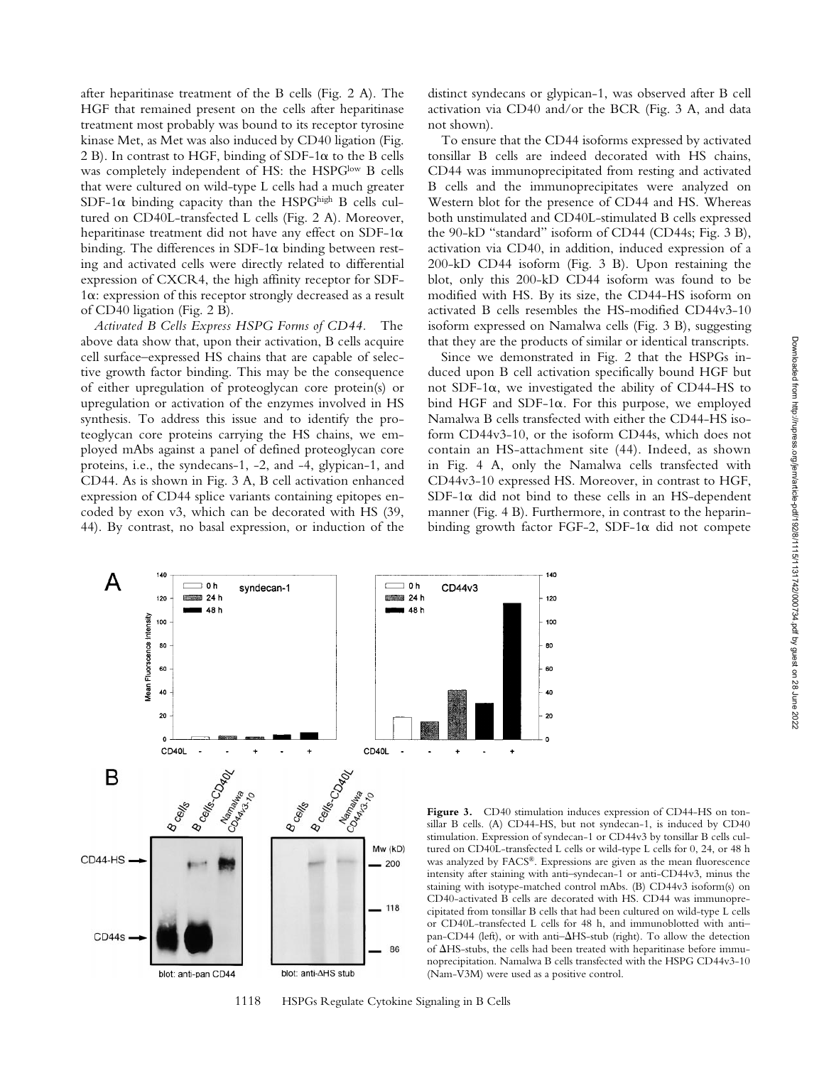after heparitinase treatment of the B cells (Fig. 2 A). The HGF that remained present on the cells after heparitinase treatment most probably was bound to its receptor tyrosine kinase Met, as Met was also induced by CD40 ligation (Fig. 2 B). In contrast to HGF, binding of SDF-1α to the B cells was completely independent of HS: the HSPG$^{low}$ B cells that were cultured on wild-type L cells had a much greater SDF-1α binding capacity than the HSPG$^{high}$ B cells cultured on CD40L-transfected L cells (Fig. 2 A). Moreover, heparitinase treatment did not have any effect on SDF-1α binding. The differences in SDF-1α binding between resting and activated cells were directly related to differential expression of CXCR4, the high affinity receptor for SDF-1α: expression of this receptor strongly decreased as a result of CD40 ligation (Fig. 2 B).

*Activated B Cells Express HSPG Forms of CD44.* The above data show that, upon their activation, B cells acquire cell surface–expressed HS chains that are capable of selective growth factor binding. This may be the consequence of either upregulation of proteoglycan core protein(s) or upregulation or activation of the enzymes involved in HS synthesis. To address this issue and to identify the proteoglycan core proteins carrying the HS chains, we employed mAbs against a panel of defined proteoglycan core proteins, i.e., the syndecans-1, -2, and -4, glypican-1, and CD44. As is shown in Fig. 3 A, B cell activation enhanced expression of CD44 splice variants containing epitopes encoded by exon v3, which can be decorated with HS (39, 44). By contrast, no basal expression, or induction of the distinct syndecans or glypican-1, was observed after B cell activation via CD40 and/or the BCR (Fig. 3 A, and data not shown).

To ensure that the CD44 isoforms expressed by activated tonsillar B cells are indeed decorated with HS chains, CD44 was immunoprecipitated from resting and activated B cells and the immunoprecipitates were analyzed on Western blot for the presence of CD44 and HS. Whereas both unstimulated and CD40L-stimulated B cells expressed the 90-kD "standard" isoform of CD44 (CD44s; Fig. 3 B), activation via CD40, in addition, induced expression of a 200-kD CD44 isoform (Fig. 3 B). Upon restaining the blot, only this 200-kD CD44 isoform was found to be modified with HS. By its size, the CD44-HS isoform on activated B cells resembles the HS-modified CD44v3-10 isoform expressed on Namalwa cells (Fig. 3 B), suggesting that they are the products of similar or identical transcripts.

Since we demonstrated in Fig. 2 that the HSPGs induced upon B cell activation specifically bound HGF but not SDF-1α, we investigated the ability of CD44-HS to bind HGF and SDF-1α. For this purpose, we employed Namalwa B cells transfected with either the CD44-HS isoform CD44v3-10, or the isoform CD44s, which does not contain an HS-attachment site (44). Indeed, as shown in Fig. 4 A, only the Namalwa cells transfected with CD44v3-10 expressed HS. Moreover, in contrast to HGF, SDF-1α did not bind to these cells in an HS-dependent manner (Fig. 4 B). Furthermore, in contrast to the heparin-binding growth factor FGF-2, SDF-1α did not compete

**Figure 3.** CD40 stimulation induces expression of CD44-HS on tonsillar B cells. (A) CD44-HS, but not syndecan-1, is induced by CD40 stimulation. Expression of syndecan-1 or CD44v3 by tonsillar B cells cultured on CD40L-transfected L cells or wild-type L cells for 0, 24, or 48 h was analyzed by FACS®. Expressions are given as the mean fluorescence intensity after staining with anti–syndecan-1 or anti-CD44v3, minus the staining with isotype-matched control mAbs. (B) CD44v3 isoform(s) on CD40-activated B cells are decorated with HS. CD44 was immunoprecipitated from tonsillar B cells that had been cultured on wild-type L cells or CD40L-transfected L cells for 48 h, and immunoblotted with anti–pan-CD44 (left), or with anti–ΔHS-stub (right). To allow the detection of ΔHS-stubs, the cells had been treated with heparitinase before immunoprecipitation. Namalwa B cells transfected with the HSPG CD44v3-10 (Nam-V3M) were used as a positive control.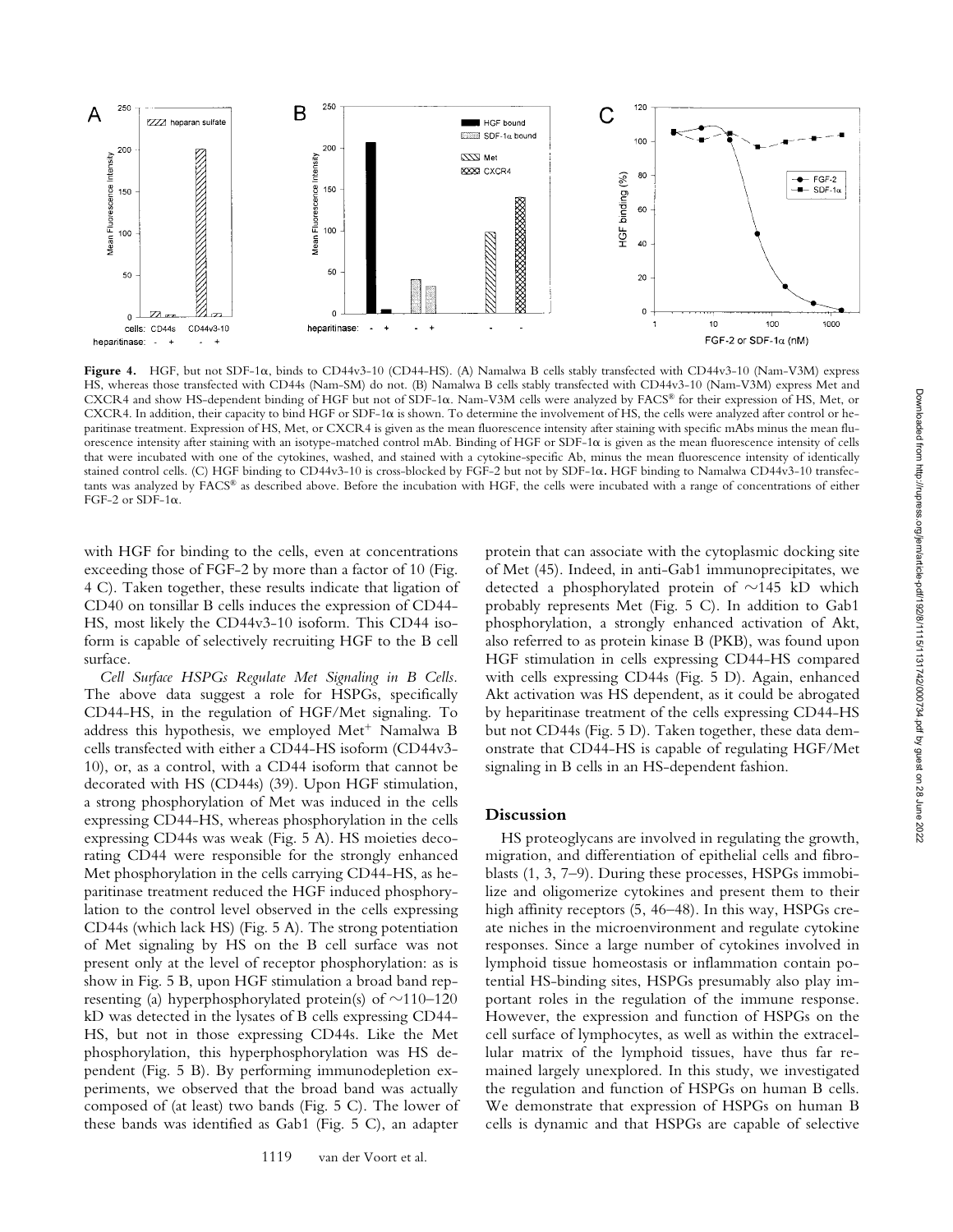**Figure 4.** HGF, but not SDF-1α, binds to CD44v3-10 (CD44-HS). (A) Namalwa B cells stably transfected with CD44v3-10 (Nam-V3M) express HS, whereas those transfected with CD44s (Nam-SM) do not. (B) Namalwa B cells stably transfected with CD44v3-10 (Nam-V3M) express Met and CXCR4 and show HS-dependent binding of HGF but not of SDF-1α. Nam-V3M cells were analyzed by FACS® for their expression of HS, Met, or CXCR4. In addition, their capacity to bind HGF or SDF-1α is shown. To determine the involvement of HS, the cells were analyzed after control or heparitinase treatment. Expression of HS, Met, or CXCR4 is given as the mean fluorescence intensity after staining with specific mAbs minus the mean fluorescence intensity after staining with an isotype-matched control mAb. Binding of HGF or SDF-1α is given as the mean fluorescence intensity of cells that were incubated with one of the cytokines, washed, and stained with a cytokine-specific Ab, minus the mean fluorescence intensity of identically stained control cells. (C) HGF binding to CD44v3-10 is cross-blocked by FGF-2 but not by SDF-1α. HGF binding to Namalwa CD44v3-10 transfectants was analyzed by FACS® as described above. Before the incubation with HGF, the cells were incubated with a range of concentrations of either FGF-2 or SDF-1α.

with HGF for binding to the cells, even at concentrations exceeding those of FGF-2 by more than a factor of 10 (Fig. 4 C). Taken together, these results indicate that ligation of CD40 on tonsillar B cells induces the expression of CD44-HS, most likely the CD44v3-10 isoform. This CD44 isoform is capable of selectively recruiting HGF to the B cell surface.

*Cell Surface HSPGs Regulate Met Signaling in B Cells.* The above data suggest a role for HSPGs, specifically CD44-HS, in the regulation of HGF/Met signaling. To address this hypothesis, we employed Met⁺ Namalwa B cells transfected with either a CD44-HS isoform (CD44v3-10), or, as a control, with a CD44 isoform that cannot be decorated with HS (CD44s) (39). Upon HGF stimulation, a strong phosphorylation of Met was induced in the cells expressing CD44-HS, whereas phosphorylation in the cells expressing CD44s was weak (Fig. 5 A). HS moieties decorating CD44 were responsible for the strongly enhanced Met phosphorylation in the cells carrying CD44-HS, as heparitinase treatment reduced the HGF induced phosphorylation to the control level observed in the cells expressing CD44s (which lack HS) (Fig. 5 A). The strong potentiation of Met signaling by HS on the B cell surface was not present only at the level of receptor phosphorylation: as is show in Fig. 5 B, upon HGF stimulation a broad band representing (a) hyperphosphorylated protein(s) of ~110–120 kD was detected in the lysates of B cells expressing CD44-HS, but not in those expressing CD44s. Like the Met phosphorylation, this hyperphosphorylation was HS dependent (Fig. 5 B). By performing immunodepletion experiments, we observed that the broad band was actually composed of (at least) two bands (Fig. 5 C). The lower of these bands was identified as Gab1 (Fig. 5 C), an adapter protein that can associate with the cytoplasmic docking site of Met (45). Indeed, in anti-Gab1 immunoprecipitates, we detected a phosphorylated protein of ~145 kD which probably represents Met (Fig. 5 C). In addition to Gab1 phosphorylation, a strongly enhanced activation of Akt, also referred to as protein kinase B (PKB), was found upon HGF stimulation in cells expressing CD44-HS compared with cells expressing CD44s (Fig. 5 D). Again, enhanced Akt activation was HS dependent, as it could be abrogated by heparitinase treatment of the cells expressing CD44-HS but not CD44s (Fig. 5 D). Taken together, these data demonstrate that CD44-HS is capable of regulating HGF/Met signaling in B cells in an HS-dependent fashion.

## Discussion

HS proteoglycans are involved in regulating the growth, migration, and differentiation of epithelial cells and fibroblasts (1, 3, 7–9). During these processes, HSPGs immobilize and oligomerize cytokines and present them to their high affinity receptors (5, 46–48). In this way, HSPGs create niches in the microenvironment and regulate cytokine responses. Since a large number of cytokines involved in lymphoid tissue homeostasis or inflammation contain potential HS-binding sites, HSPGs presumably also play important roles in the regulation of the immune response. However, the expression and function of HSPGs on the cell surface of lymphocytes, as well as within the extracellular matrix of the lymphoid tissues, have thus far remained largely unexplored. In this study, we investigated the regulation and function of HSPGs on human B cells. We demonstrate that expression of HSPGs on human B cells is dynamic and that HSPGs are capable of selective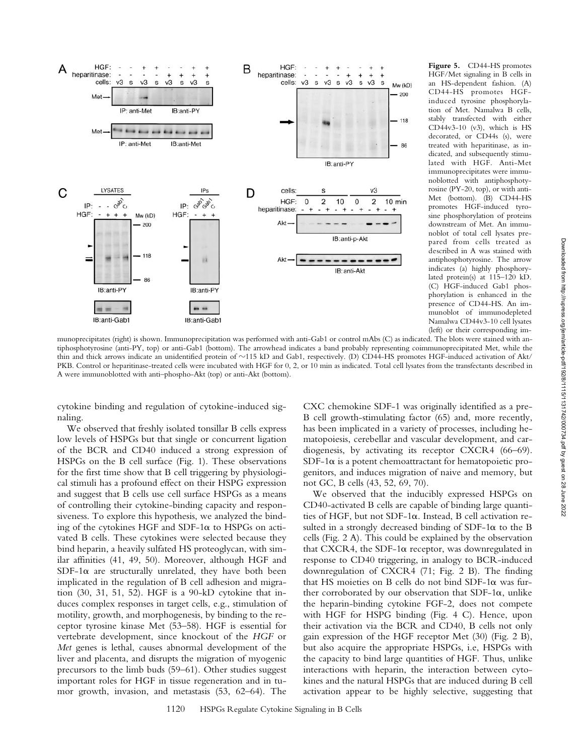**Figure 5.** CD44-HS promotes HGF/Met signaling in B cells in an HS-dependent fashion. (A) CD44-HS promotes HGF-induced tyrosine phosphorylation of Met. Namalwa B cells, stably transfected with either CD44v3-10 (v3), which is HS decorated, or CD44s (s), were treated with heparitinase, as indicated, and subsequently stimulated with HGF. Anti-Met immunoprecipitates were immunoblotted with antiphosphotyrosine (PY-20, top), or with anti-Met (bottom). (B) CD44-HS promotes HGF-induced tyrosine phosphorylation of proteins downstream of Met. An immunoblot of total cell lysates prepared from cells treated as described in A was stained with antiphosphotyrosine. The arrow indicates (a) highly phosphorylated protein(s) at 115–120 kD. (C) HGF-induced Gab1 phosphorylation is enhanced in the presence of CD44-HS. An immunoblot of immunodepleted Namalwa CD44v3-10 cell lysates (left) or their corresponding immunoprecipitates (right) is shown. Immunoprecipitation was performed with anti-Gab1 or control mAbs (C) as indicated. The blots were stained with antiphosphotyrosine (anti-PY, top) or anti-Gab1 (bottom). The arrowhead indicates a band probably representing coimmunoprecipitated Met, while the thin and thick arrows indicate an unidentified protein of ~115 kD and Gab1, respectively. (D) CD44-HS promotes HGF-induced activation of Akt/PKB. Control or heparitinase-treated cells were incubated with HGF for 0, 2, or 10 min as indicated. Total cell lysates from the transfectants described in A were immunoblotted with anti–phospho-Akt (top) or anti-Akt (bottom).

cytokine binding and regulation of cytokine-induced signaling.

We observed that freshly isolated tonsillar B cells express low levels of HSPGs but that single or concurrent ligation of the BCR and CD40 induced a strong expression of HSPGs on the B cell surface (Fig. 1). These observations for the first time show that B cell triggering by physiological stimuli has a profound effect on their HSPG expression and suggest that B cells use cell surface HSPGs as a means of controlling their cytokine-binding capacity and responsiveness. To explore this hypothesis, we analyzed the binding of the cytokines HGF and SDF-1α to HSPGs on activated B cells. These cytokines were selected because they bind heparin, a heavily sulfated HS proteoglycan, with similar affinities (41, 49, 50). Moreover, although HGF and SDF-1α are structurally unrelated, they have both been implicated in the regulation of B cell adhesion and migration (30, 31, 51, 52). HGF is a 90-kD cytokine that induces complex responses in target cells, e.g., stimulation of motility, growth, and morphogenesis, by binding to the receptor tyrosine kinase Met (53–58). HGF is essential for vertebrate development, since knockout of the *HGF* or *Met* genes is lethal, causes abnormal development of the liver and placenta, and disrupts the migration of myogenic precursors to the limb buds (59–61). Other studies suggest important roles for HGF in tissue regeneration and in tumor growth, invasion, and metastasis (53, 62–64). The CXC chemokine SDF-1 was originally identified as a pre-B cell growth-stimulating factor (65) and, more recently, has been implicated in a variety of processes, including hematopoiesis, cerebellar and vascular development, and cardiogenesis, by activating its receptor CXCR4 (66–69). SDF-1α is a potent chemoattractant for hematopoietic progenitors, and induces migration of naive and memory, but not GC, B cells (43, 52, 69, 70).

We observed that the inducibly expressed HSPGs on CD40-activated B cells are capable of binding large quantities of HGF, but not SDF-1α. Instead, B cell activation resulted in a strongly decreased binding of SDF-1α to the B cells (Fig. 2 A). This could be explained by the observation that CXCR4, the SDF-1α receptor, was downregulated in response to CD40 triggering, in analogy to BCR-induced downregulation of CXCR4 (71; Fig. 2 B). The finding that HS moieties on B cells do not bind SDF-1α was further corroborated by our observation that SDF-1α, unlike the heparin-binding cytokine FGF-2, does not compete with HGF for HSPG binding (Fig. 4 C). Hence, upon their activation via the BCR and CD40, B cells not only gain expression of the HGF receptor Met (30) (Fig. 2 B), but also acquire the appropriate HSPGs, i.e, HSPGs with the capacity to bind large quantities of HGF. Thus, unlike interactions with heparin, the interaction between cytokines and the natural HSPGs that are induced during B cell activation appear to be highly selective, suggesting that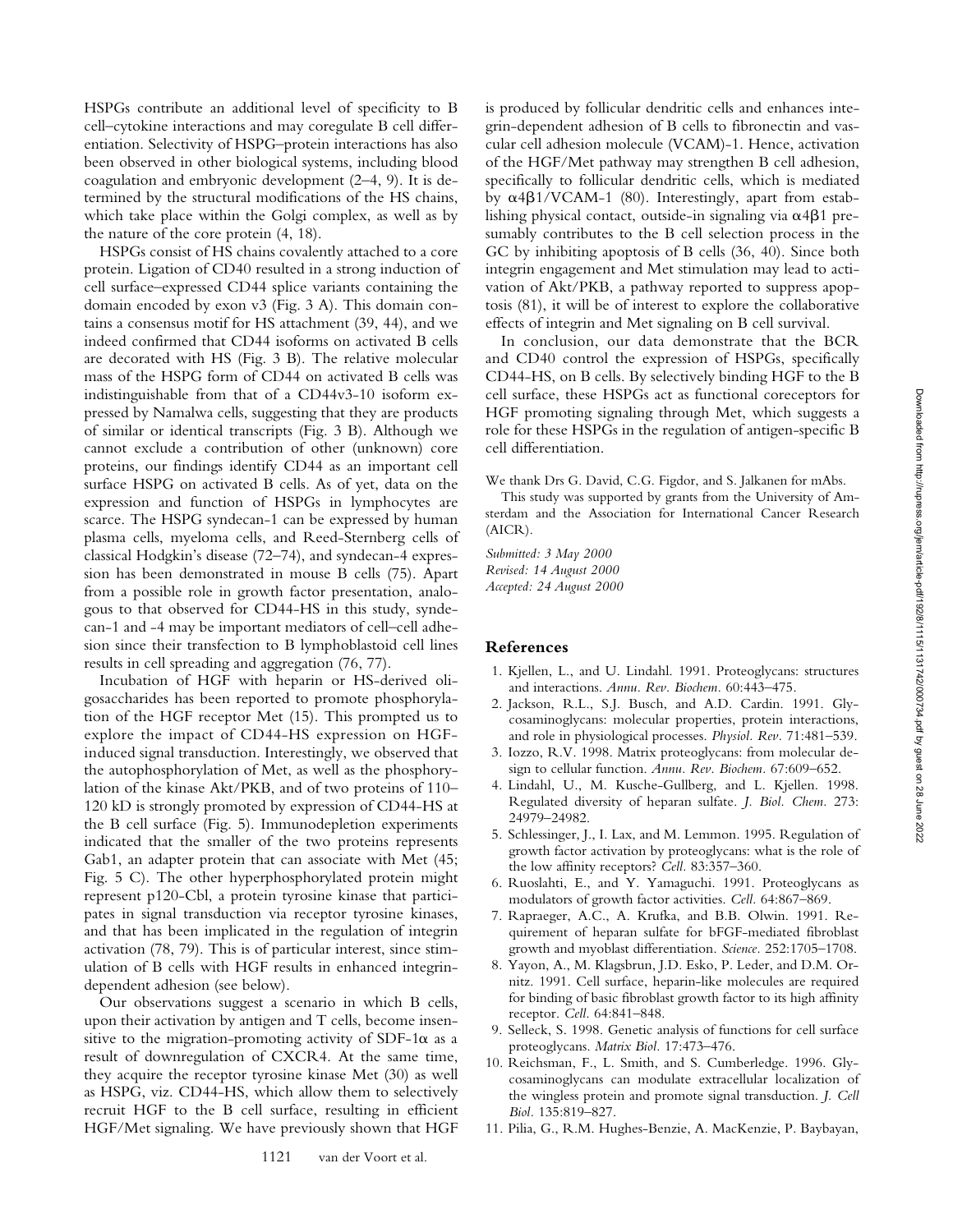HSPGs contribute an additional level of specificity to B cell–cytokine interactions and may coregulate B cell differentiation. Selectivity of HSPG–protein interactions has also been observed in other biological systems, including blood coagulation and embryonic development (2–4, 9). It is determined by the structural modifications of the HS chains, which take place within the Golgi complex, as well as by the nature of the core protein (4, 18).

HSPGs consist of HS chains covalently attached to a core protein. Ligation of CD40 resulted in a strong induction of cell surface–expressed CD44 splice variants containing the domain encoded by exon v3 (Fig. 3 A). This domain contains a consensus motif for HS attachment (39, 44), and we indeed confirmed that CD44 isoforms on activated B cells are decorated with HS (Fig. 3 B). The relative molecular mass of the HSPG form of CD44 on activated B cells was indistinguishable from that of a CD44v3-10 isoform expressed by Namalwa cells, suggesting that they are products of similar or identical transcripts (Fig. 3 B). Although we cannot exclude a contribution of other (unknown) core proteins, our findings identify CD44 as an important cell surface HSPG on activated B cells. As of yet, data on the expression and function of HSPGs in lymphocytes are scarce. The HSPG syndecan-1 can be expressed by human plasma cells, myeloma cells, and Reed-Sternberg cells of classical Hodgkin's disease (72–74), and syndecan-4 expression has been demonstrated in mouse B cells (75). Apart from a possible role in growth factor presentation, analogous to that observed for CD44-HS in this study, syndecan-1 and -4 may be important mediators of cell–cell adhesion since their transfection to B lymphoblastoid cell lines results in cell spreading and aggregation (76, 77).

Incubation of HGF with heparin or HS-derived oligosaccharides has been reported to promote phosphorylation of the HGF receptor Met (15). This prompted us to explore the impact of CD44-HS expression on HGF-induced signal transduction. Interestingly, we observed that the autophosphorylation of Met, as well as the phosphorylation of the kinase Akt/PKB, and of two proteins of 110–120 kD is strongly promoted by expression of CD44-HS at the B cell surface (Fig. 5). Immunodepletion experiments indicated that the smaller of the two proteins represents Gab1, an adapter protein that can associate with Met (45; Fig. 5 C). The other hyperphosphorylated protein might represent p120-Cbl, a protein tyrosine kinase that participates in signal transduction via receptor tyrosine kinases, and that has been implicated in the regulation of integrin activation (78, 79). This is of particular interest, since stimulation of B cells with HGF results in enhanced integrin-dependent adhesion (see below).

Our observations suggest a scenario in which B cells, upon their activation by antigen and T cells, become insensitive to the migration-promoting activity of SDF-1α as a result of downregulation of CXCR4. At the same time, they acquire the receptor tyrosine kinase Met (30) as well as HSPG, viz. CD44-HS, which allow them to selectively recruit HGF to the B cell surface, resulting in efficient HGF/Met signaling. We have previously shown that HGF is produced by follicular dendritic cells and enhances integrin-dependent adhesion of B cells to fibronectin and vascular cell adhesion molecule (VCAM)-1. Hence, activation of the HGF/Met pathway may strengthen B cell adhesion, specifically to follicular dendritic cells, which is mediated by $\alpha 4\beta 1$/VCAM-1 (80). Interestingly, apart from establishing physical contact, outside-in signaling via $\alpha 4\beta 1$ presumably contributes to the B cell selection process in the GC by inhibiting apoptosis of B cells (36, 40). Since both integrin engagement and Met stimulation may lead to activation of Akt/PKB, a pathway reported to suppress apoptosis (81), it will be of interest to explore the collaborative effects of integrin and Met signaling on B cell survival.

In conclusion, our data demonstrate that the BCR and CD40 control the expression of HSPGs, specifically CD44-HS, on B cells. By selectively binding HGF to the B cell surface, these HSPGs act as functional coreceptors for HGF promoting signaling through Met, which suggests a role for these HSPGs in the regulation of antigen-specific B cell differentiation.

We thank Drs G. David, C.G. Figdor, and S. Jalkanen for mAbs.

This study was supported by grants from the University of Amsterdam and the Association for International Cancer Research (AICR).

*Submitted: 3 May 2000*
*Revised: 14 August 2000*
*Accepted: 24 August 2000*

## References

1. Kjellen, L., and U. Lindahl. 1991. Proteoglycans: structures and interactions. *Annu. Rev. Biochem.* 60:443–475.
2. Jackson, R.L., S.J. Busch, and A.D. Cardin. 1991. Glycosaminoglycans: molecular properties, protein interactions, and role in physiological processes. *Physiol. Rev.* 71:481–539.
3. Iozzo, R.V. 1998. Matrix proteoglycans: from molecular design to cellular function. *Annu. Rev. Biochem.* 67:609–652.
4. Lindahl, U., M. Kusche-Gullberg, and L. Kjellen. 1998. Regulated diversity of heparan sulfate. *J. Biol. Chem.* 273: 24979–24982.
5. Schlessinger, J., I. Lax, and M. Lemmon. 1995. Regulation of growth factor activation by proteoglycans: what is the role of the low affinity receptors? *Cell.* 83:357–360.
6. Ruoslahti, E., and Y. Yamaguchi. 1991. Proteoglycans as modulators of growth factor activities. *Cell.* 64:867–869.
7. Rapraeger, A.C., A. Krufka, and B.B. Olwin. 1991. Requirement of heparan sulfate for bFGF-mediated fibroblast growth and myoblast differentiation. *Science.* 252:1705–1708.
8. Yayon, A., M. Klagsbrun, J.D. Esko, P. Leder, and D.M. Ornitz. 1991. Cell surface, heparin-like molecules are required for binding of basic fibroblast growth factor to its high affinity receptor. *Cell.* 64:841–848.
9. Selleck, S. 1998. Genetic analysis of functions for cell surface proteoglycans. *Matrix Biol.* 17:473–476.
10. Reichsman, F., L. Smith, and S. Cumberledge. 1996. Glycosaminoglycans can modulate extracellular localization of the wingless protein and promote signal transduction. *J. Cell Biol.* 135:819–827.
11. Pilia, G., R.M. Hughes-Benzie, A. MacKenzie, P. Baybayan,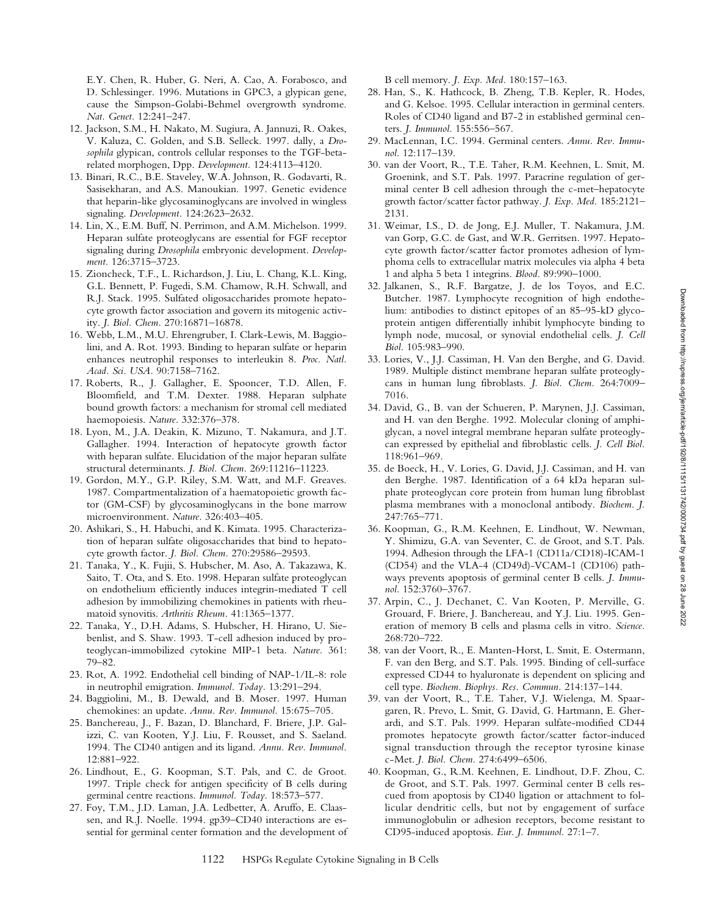E.Y. Chen, R. Huber, G. Neri, A. Cao, A. Forabosco, and D. Schlessinger. 1996. Mutations in GPC3, a glypican gene, cause the Simpson-Golabi-Behmel overgrowth syndrome. *Nat. Genet.* 12:241–247.

12. Jackson, S.M., H. Nakato, M. Sugiura, A. Jannuzi, R. Oakes, V. Kaluza, C. Golden, and S.B. Selleck. 1997. dally, a *Drosophila* glypican, controls cellular responses to the TGF-beta-related morphogen, Dpp. *Development.* 124:4113–4120.

13. Binari, R.C., B.E. Staveley, W.A. Johnson, R. Godavarti, R. Sasisekharan, and A.S. Manoukian. 1997. Genetic evidence that heparin-like glycosaminoglycans are involved in wingless signaling. *Development.* 124:2623–2632.

14. Lin, X., E.M. Buff, N. Perrimon, and A.M. Michelson. 1999. Heparan sulfate proteoglycans are essential for FGF receptor signaling during *Drosophila* embryonic development. *Development.* 126:3715–3723.

15. Zioncheck, T.F., L. Richardson, J. Liu, L. Chang, K.L. King, G.L. Bennett, P. Fugedi, S.M. Chamow, R.H. Schwall, and R.J. Stack. 1995. Sulfated oligosaccharides promote hepatocyte growth factor association and govern its mitogenic activity. *J. Biol. Chem.* 270:16871–16878.

16. Webb, L.M., M.U. Ehrengruber, I. Clark-Lewis, M. Baggiolini, and A. Rot. 1993. Binding to heparan sulfate or heparin enhances neutrophil responses to interleukin 8. *Proc. Natl. Acad. Sci. USA.* 90:7158–7162.

17. Roberts, R., J. Gallagher, E. Spooncer, T.D. Allen, F. Bloomfield, and T.M. Dexter. 1988. Heparan sulphate bound growth factors: a mechanism for stromal cell mediated haemopoiesis. *Nature.* 332:376–378.

18. Lyon, M., J.A. Deakin, K. Mizuno, T. Nakamura, and J.T. Gallagher. 1994. Interaction of hepatocyte growth factor with heparan sulfate. Elucidation of the major heparan sulfate structural determinants. *J. Biol. Chem.* 269:11216–11223.

19. Gordon, M.Y., G.P. Riley, S.M. Watt, and M.F. Greaves. 1987. Compartmentalization of a haematopoietic growth factor (GM-CSF) by glycosaminoglycans in the bone marrow microenvironment. *Nature.* 326:403–405.

20. Ashikari, S., H. Habuchi, and K. Kimata. 1995. Characterization of heparan sulfate oligosaccharides that bind to hepatocyte growth factor. *J. Biol. Chem.* 270:29586–29593.

21. Tanaka, Y., K. Fujii, S. Hubscher, M. Aso, A. Takazawa, K. Saito, T. Ota, and S. Eto. 1998. Heparan sulfate proteoglycan on endothelium efficiently induces integrin-mediated T cell adhesion by immobilizing chemokines in patients with rheumatoid synovitis. *Arthritis Rheum.* 41:1365–1377.

22. Tanaka, Y., D.H. Adams, S. Hubscher, H. Hirano, U. Siebenlist, and S. Shaw. 1993. T-cell adhesion induced by proteoglycan-immobilized cytokine MIP-1 beta. *Nature.* 361: 79–82.

23. Rot, A. 1992. Endothelial cell binding of NAP-1/IL-8: role in neutrophil emigration. *Immunol. Today.* 13:291–294.

24. Baggiolini, M., B. Dewald, and B. Moser. 1997. Human chemokines: an update. *Annu. Rev. Immunol.* 15:675–705.

25. Banchereau, J., F. Bazan, D. Blanchard, F. Briere, J.P. Galizzi, C. van Kooten, Y.J. Liu, F. Rousset, and S. Saeland. 1994. The CD40 antigen and its ligand. *Annu. Rev. Immunol.* 12:881–922.

26. Lindhout, E., G. Koopman, S.T. Pals, and C. de Groot. 1997. Triple check for antigen specificity of B cells during germinal centre reactions. *Immunol. Today.* 18:573–577.

27. Foy, T.M., J.D. Laman, J.A. Ledbetter, A. Aruffo, E. Claassen, and R.J. Noelle. 1994. gp39–CD40 interactions are essential for germinal center formation and the development of B cell memory. *J. Exp. Med.* 180:157–163.

28. Han, S., K. Hathcock, B. Zheng, T.B. Kepler, R. Hodes, and G. Kelsoe. 1995. Cellular interaction in germinal centers. Roles of CD40 ligand and B7-2 in established germinal centers. *J. Immunol.* 155:556–567.

29. MacLennan, I.C. 1994. Germinal centers. *Annu. Rev. Immunol.* 12:117–139.

30. van der Voort, R., T.E. Taher, R.M. Keehnen, L. Smit, M. Groenink, and S.T. Pals. 1997. Paracrine regulation of germinal center B cell adhesion through the c-met–hepatocyte growth factor/scatter factor pathway. *J. Exp. Med.* 185:2121–2131.

31. Weimar, I.S., D. de Jong, E.J. Muller, T. Nakamura, J.M. van Gorp, G.C. de Gast, and W.R. Gerritsen. 1997. Hepatocyte growth factor/scatter factor promotes adhesion of lymphoma cells to extracellular matrix molecules via alpha 4 beta 1 and alpha 5 beta 1 integrins. *Blood.* 89:990–1000.

32. Jalkanen, S., R.F. Bargatze, J. de los Toyos, and E.C. Butcher. 1987. Lymphocyte recognition of high endothelium: antibodies to distinct epitopes of an 85–95-kD glycoprotein antigen differentially inhibit lymphocyte binding to lymph node, mucosal, or synovial endothelial cells. *J. Cell Biol.* 105:983–990.

33. Lories, V., J.J. Cassiman, H. Van den Berghe, and G. David. 1989. Multiple distinct membrane heparan sulfate proteoglycans in human lung fibroblasts. *J. Biol. Chem.* 264:7009–7016.

34. David, G., B. van der Schueren, P. Marynen, J.J. Cassiman, and H. van den Berghe. 1992. Molecular cloning of amphiglycan, a novel integral membrane heparan sulfate proteoglycan expressed by epithelial and fibroblastic cells. *J. Cell Biol.* 118:961–969.

35. de Boeck, H., V. Lories, G. David, J.J. Cassiman, and H. van den Berghe. 1987. Identification of a 64 kDa heparan sulphate proteoglycan core protein from human lung fibroblast plasma membranes with a monoclonal antibody. *Biochem. J.* 247:765–771.

36. Koopman, G., R.M. Keehnen, E. Lindhout, W. Newman, Y. Shimizu, G.A. van Seventer, C. de Groot, and S.T. Pals. 1994. Adhesion through the LFA-1 (CD11a/CD18)-ICAM-1 (CD54) and the VLA-4 (CD49d)-VCAM-1 (CD106) pathways prevents apoptosis of germinal center B cells. *J. Immunol.* 152:3760–3767.

37. Arpin, C., J. Dechanet, C. Van Kooten, P. Merville, G. Grouard, F. Briere, J. Banchereau, and Y.J. Liu. 1995. Generation of memory B cells and plasma cells in vitro. *Science.* 268:720–722.

38. van der Voort, R., E. Manten-Horst, L. Smit, E. Ostermann, F. van den Berg, and S.T. Pals. 1995. Binding of cell-surface expressed CD44 to hyaluronate is dependent on splicing and cell type. *Biochem. Biophys. Res. Commun.* 214:137–144.

39. van der Voort, R., T.E. Taher, V.J. Wielenga, M. Spaargaren, R. Prevo, L. Smit, G. David, G. Hartmann, E. Gherardi, and S.T. Pals. 1999. Heparan sulfate-modified CD44 promotes hepatocyte growth factor/scatter factor-induced signal transduction through the receptor tyrosine kinase c-Met. *J. Biol. Chem.* 274:6499–6506.

40. Koopman, G., R.M. Keehnen, E. Lindhout, D.F. Zhou, C. de Groot, and S.T. Pals. 1997. Germinal center B cells rescued from apoptosis by CD40 ligation or attachment to follicular dendritic cells, but not by engagement of surface immunoglobulin or adhesion receptors, become resistant to CD95-induced apoptosis. *Eur. J. Immunol.* 27:1–7.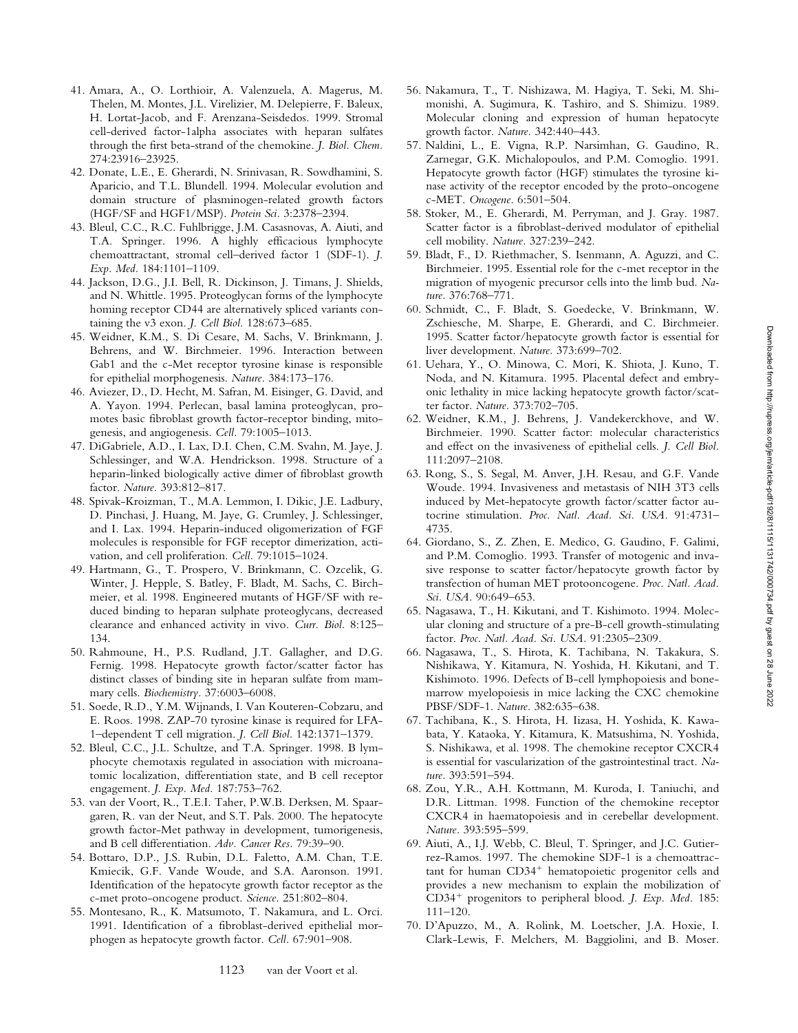41. Amara, A., O. Lorthioir, A. Valenzuela, A. Magerus, M. Thelen, M. Montes, J.L. Virelizier, M. Delepierre, F. Baleux, H. Lortat-Jacob, and F. Arenzana-Seisdedos. 1999. Stromal cell-derived factor-1alpha associates with heparan sulfates through the first beta-strand of the chemokine. *J. Biol. Chem.* 274:23916–23925.
42. Donate, L.E., E. Gherardi, N. Srinivasan, R. Sowdhamini, S. Aparicio, and T.L. Blundell. 1994. Molecular evolution and domain structure of plasminogen-related growth factors (HGF/SF and HGF1/MSP). *Protein Sci.* 3:2378–2394.
43. Bleul, C.C., R.C. Fuhlbrigge, J.M. Casasnovas, A. Aiuti, and T.A. Springer. 1996. A highly efficacious lymphocyte chemoattractant, stromal cell–derived factor 1 (SDF-1). *J. Exp. Med.* 184:1101–1109.
44. Jackson, D.G., J.I. Bell, R. Dickinson, J. Timans, J. Shields, and N. Whittle. 1995. Proteoglycan forms of the lymphocyte homing receptor CD44 are alternatively spliced variants containing the v3 exon. *J. Cell Biol.* 128:673–685.
45. Weidner, K.M., S. Di Cesare, M. Sachs, V. Brinkmann, J. Behrens, and W. Birchmeier. 1996. Interaction between Gab1 and the c-Met receptor tyrosine kinase is responsible for epithelial morphogenesis. *Nature.* 384:173–176.
46. Aviezer, D., D. Hecht, M. Safran, M. Eisinger, G. David, and A. Yayon. 1994. Perlecan, basal lamina proteoglycan, promotes basic fibroblast growth factor-receptor binding, mitogenesis, and angiogenesis. *Cell.* 79:1005–1013.
47. DiGabriele, A.D., I. Lax, D.I. Chen, C.M. Svahn, M. Jaye, J. Schlessinger, and W.A. Hendrickson. 1998. Structure of a heparin-linked biologically active dimer of fibroblast growth factor. *Nature.* 393:812–817.
48. Spivak-Kroizman, T., M.A. Lemmon, I. Dikic, J.E. Ladbury, D. Pinchasi, J. Huang, M. Jaye, G. Crumley, J. Schlessinger, and I. Lax. 1994. Heparin-induced oligomerization of FGF molecules is responsible for FGF receptor dimerization, activation, and cell proliferation. *Cell.* 79:1015–1024.
49. Hartmann, G., T. Prospero, V. Brinkmann, C. Ozcelik, G. Winter, J. Hepple, S. Batley, F. Bladt, M. Sachs, C. Birchmeier, et al. 1998. Engineered mutants of HGF/SF with reduced binding to heparan sulphate proteoglycans, decreased clearance and enhanced activity in vivo. *Curr. Biol.* 8:125–134.
50. Rahmoune, H., P.S. Rudland, J.T. Gallagher, and D.G. Fernig. 1998. Hepatocyte growth factor/scatter factor has distinct classes of binding site in heparan sulfate from mammary cells. *Biochemistry.* 37:6003–6008.
51. Soede, R.D., Y.M. Wijnands, I. Van Kouteren-Cobzaru, and E. Roos. 1998. ZAP-70 tyrosine kinase is required for LFA-1–dependent T cell migration. *J. Cell Biol.* 142:1371–1379.
52. Bleul, C.C., J.L. Schultze, and T.A. Springer. 1998. B lymphocyte chemotaxis regulated in association with microanatomic localization, differentiation state, and B cell receptor engagement. *J. Exp. Med.* 187:753–762.
53. van der Voort, R., T.E.I. Taher, P.W.B. Derksen, M. Spaargaren, R. van der Neut, and S.T. Pals. 2000. The hepatocyte growth factor-Met pathway in development, tumorigenesis, and B cell differentiation. *Adv. Cancer Res.* 79:39–90.
54. Bottaro, D.P., J.S. Rubin, D.L. Faletto, A.M. Chan, T.E. Kmiecik, G.F. Vande Woude, and S.A. Aaronson. 1991. Identification of the hepatocyte growth factor receptor as the c-met proto-oncogene product. *Science.* 251:802–804.
55. Montesano, R., K. Matsumoto, T. Nakamura, and L. Orci. 1991. Identification of a fibroblast-derived epithelial morphogen as hepatocyte growth factor. *Cell.* 67:901–908.
56. Nakamura, T., T. Nishizawa, M. Hagiya, T. Seki, M. Shimonishi, A. Sugimura, K. Tashiro, and S. Shimizu. 1989. Molecular cloning and expression of human hepatocyte growth factor. *Nature.* 342:440–443.
57. Naldini, L., E. Vigna, R.P. Narsimhan, G. Gaudino, R. Zarnegar, G.K. Michalopoulos, and P.M. Comoglio. 1991. Hepatocyte growth factor (HGF) stimulates the tyrosine kinase activity of the receptor encoded by the proto-oncogene c-MET. *Oncogene.* 6:501–504.
58. Stoker, M., E. Gherardi, M. Perryman, and J. Gray. 1987. Scatter factor is a fibroblast-derived modulator of epithelial cell mobility. *Nature.* 327:239–242.
59. Bladt, F., D. Riethmacher, S. Isenmann, A. Aguzzi, and C. Birchmeier. 1995. Essential role for the c-met receptor in the migration of myogenic precursor cells into the limb bud. *Nature.* 376:768–771.
60. Schmidt, C., F. Bladt, S. Goedecke, V. Brinkmann, W. Zschiesche, M. Sharpe, E. Gherardi, and C. Birchmeier. 1995. Scatter factor/hepatocyte growth factor is essential for liver development. *Nature.* 373:699–702.
61. Uehara, Y., O. Minowa, C. Mori, K. Shiota, J. Kuno, T. Noda, and N. Kitamura. 1995. Placental defect and embryonic lethality in mice lacking hepatocyte growth factor/scatter factor. *Nature.* 373:702–705.
62. Weidner, K.M., J. Behrens, J. Vandekerckhove, and W. Birchmeier. 1990. Scatter factor: molecular characteristics and effect on the invasiveness of epithelial cells. *J. Cell Biol.* 111:2097–2108.
63. Rong, S., S. Segal, M. Anver, J.H. Resau, and G.F. Vande Woude. 1994. Invasiveness and metastasis of NIH 3T3 cells induced by Met-hepatocyte growth factor/scatter factor autocrine stimulation. *Proc. Natl. Acad. Sci. USA.* 91:4731–4735.
64. Giordano, S., Z. Zhen, E. Medico, G. Gaudino, F. Galimi, and P.M. Comoglio. 1993. Transfer of motogenic and invasive response to scatter factor/hepatocyte growth factor by transfection of human MET protooncogene. *Proc. Natl. Acad. Sci. USA.* 90:649–653.
65. Nagasawa, T., H. Kikutani, and T. Kishimoto. 1994. Molecular cloning and structure of a pre-B-cell growth-stimulating factor. *Proc. Natl. Acad. Sci. USA.* 91:2305–2309.
66. Nagasawa, T., S. Hirota, K. Tachibana, N. Takakura, S. Nishikawa, Y. Kitamura, N. Yoshida, H. Kikutani, and T. Kishimoto. 1996. Defects of B-cell lymphopoiesis and bone-marrow myelopoiesis in mice lacking the CXC chemokine PBSF/SDF-1. *Nature.* 382:635–638.
67. Tachibana, K., S. Hirota, H. Iizasa, H. Yoshida, K. Kawabata, Y. Kataoka, Y. Kitamura, K. Matsushima, N. Yoshida, S. Nishikawa, et al. 1998. The chemokine receptor CXCR4 is essential for vascularization of the gastrointestinal tract. *Nature.* 393:591–594.
68. Zou, Y.R., A.H. Kottmann, M. Kuroda, I. Taniuchi, and D.R. Littman. 1998. Function of the chemokine receptor CXCR4 in haematopoiesis and in cerebellar development. *Nature.* 393:595–599.
69. Aiuti, A., I.J. Webb, C. Bleul, T. Springer, and J.C. Gutierrez-Ramos. 1997. The chemokine SDF-1 is a chemoattractant for human CD34+ hematopoietic progenitor cells and provides a new mechanism to explain the mobilization of CD34+ progenitors to peripheral blood. *J. Exp. Med.* 185: 111–120.
70. D'Apuzzo, M., A. Rolink, M. Loetscher, J.A. Hoxie, I. Clark-Lewis, F. Melchers, M. Baggiolini, and B. Moser.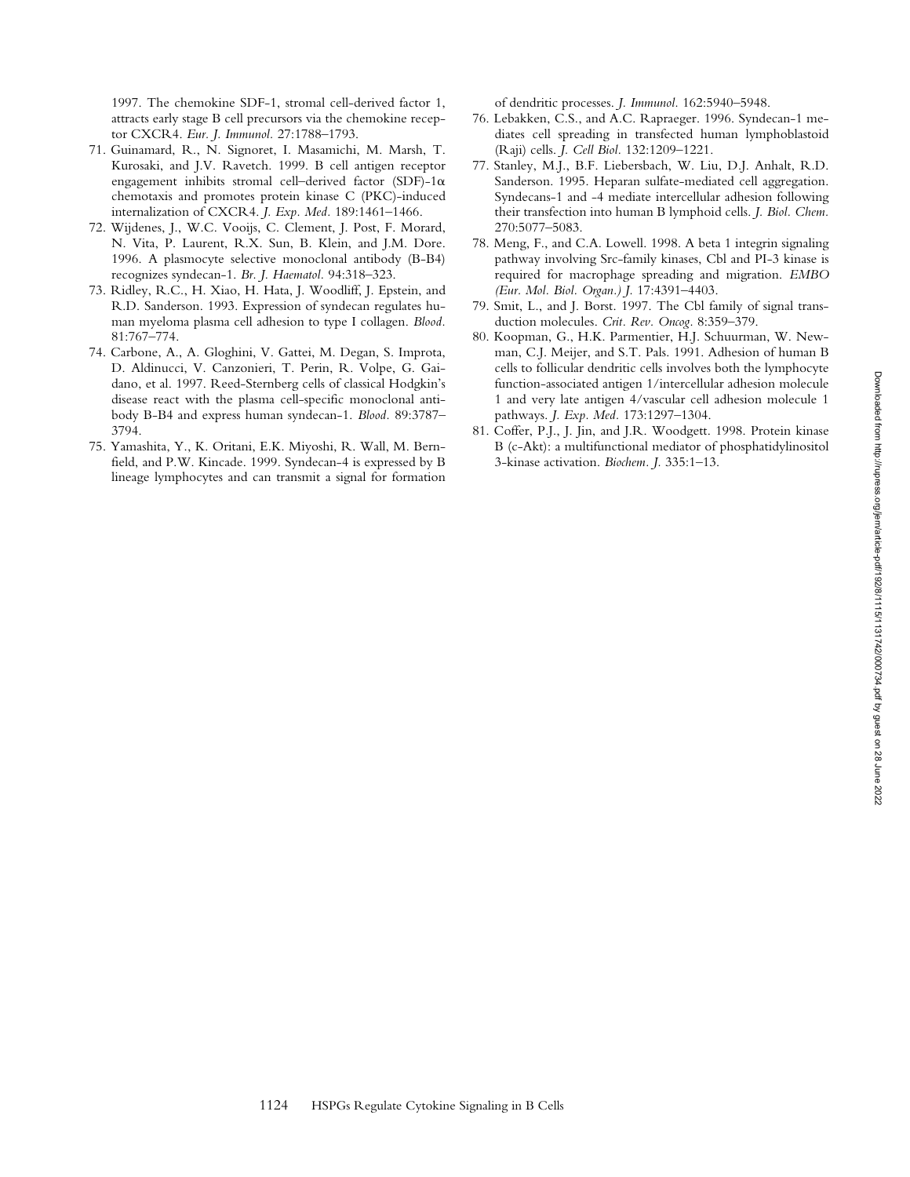1997. The chemokine SDF-1, stromal cell-derived factor 1, attracts early stage B cell precursors via the chemokine receptor CXCR4. *Eur. J. Immunol.* 27:1788–1793.

71. Guinamard, R., N. Signoret, I. Masamichi, M. Marsh, T. Kurosaki, and J.V. Ravetch. 1999. B cell antigen receptor engagement inhibits stromal cell–derived factor (SDF)-1α chemotaxis and promotes protein kinase C (PKC)-induced internalization of CXCR4. *J. Exp. Med.* 189:1461–1466.
72. Wijdenes, J., W.C. Vooijs, C. Clement, J. Post, F. Morard, N. Vita, P. Laurent, R.X. Sun, B. Klein, and J.M. Dore. 1996. A plasmocyte selective monoclonal antibody (B-B4) recognizes syndecan-1. *Br. J. Haematol.* 94:318–323.
73. Ridley, R.C., H. Xiao, H. Hata, J. Woodliff, J. Epstein, and R.D. Sanderson. 1993. Expression of syndecan regulates human myeloma plasma cell adhesion to type I collagen. *Blood.* 81:767–774.
74. Carbone, A., A. Gloghini, V. Gattei, M. Degan, S. Improta, D. Aldinucci, V. Canzonieri, T. Perin, R. Volpe, G. Gaidano, et al. 1997. Reed-Sternberg cells of classical Hodgkin's disease react with the plasma cell-specific monoclonal antibody B-B4 and express human syndecan-1. *Blood.* 89:3787–3794.
75. Yamashita, Y., K. Oritani, E.K. Miyoshi, R. Wall, M. Bernfield, and P.W. Kincade. 1999. Syndecan-4 is expressed by B lineage lymphocytes and can transmit a signal for formation of dendritic processes. *J. Immunol.* 162:5940–5948.
76. Lebakken, C.S., and A.C. Rapraeger. 1996. Syndecan-1 mediates cell spreading in transfected human lymphoblastoid (Raji) cells. *J. Cell Biol.* 132:1209–1221.
77. Stanley, M.J., B.F. Liebersbach, W. Liu, D.J. Anhalt, R.D. Sanderson. 1995. Heparan sulfate-mediated cell aggregation. Syndecans-1 and -4 mediate intercellular adhesion following their transfection into human B lymphoid cells. *J. Biol. Chem.* 270:5077–5083.
78. Meng, F., and C.A. Lowell. 1998. A beta 1 integrin signaling pathway involving Src-family kinases, Cbl and PI-3 kinase is required for macrophage spreading and migration. *EMBO (Eur. Mol. Biol. Organ.) J.* 17:4391–4403.
79. Smit, L., and J. Borst. 1997. The Cbl family of signal transduction molecules. *Crit. Rev. Oncog.* 8:359–379.
80. Koopman, G., H.K. Parmentier, H.J. Schuurman, W. Newman, C.J. Meijer, and S.T. Pals. 1991. Adhesion of human B cells to follicular dendritic cells involves both the lymphocyte function-associated antigen 1/intercellular adhesion molecule 1 and very late antigen 4/vascular cell adhesion molecule 1 pathways. *J. Exp. Med.* 173:1297–1304.
81. Coffer, P.J., J. Jin, and J.R. Woodgett. 1998. Protein kinase B (c-Akt): a multifunctional mediator of phosphatidylinositol 3-kinase activation. *Biochem. J.* 335:1–13.